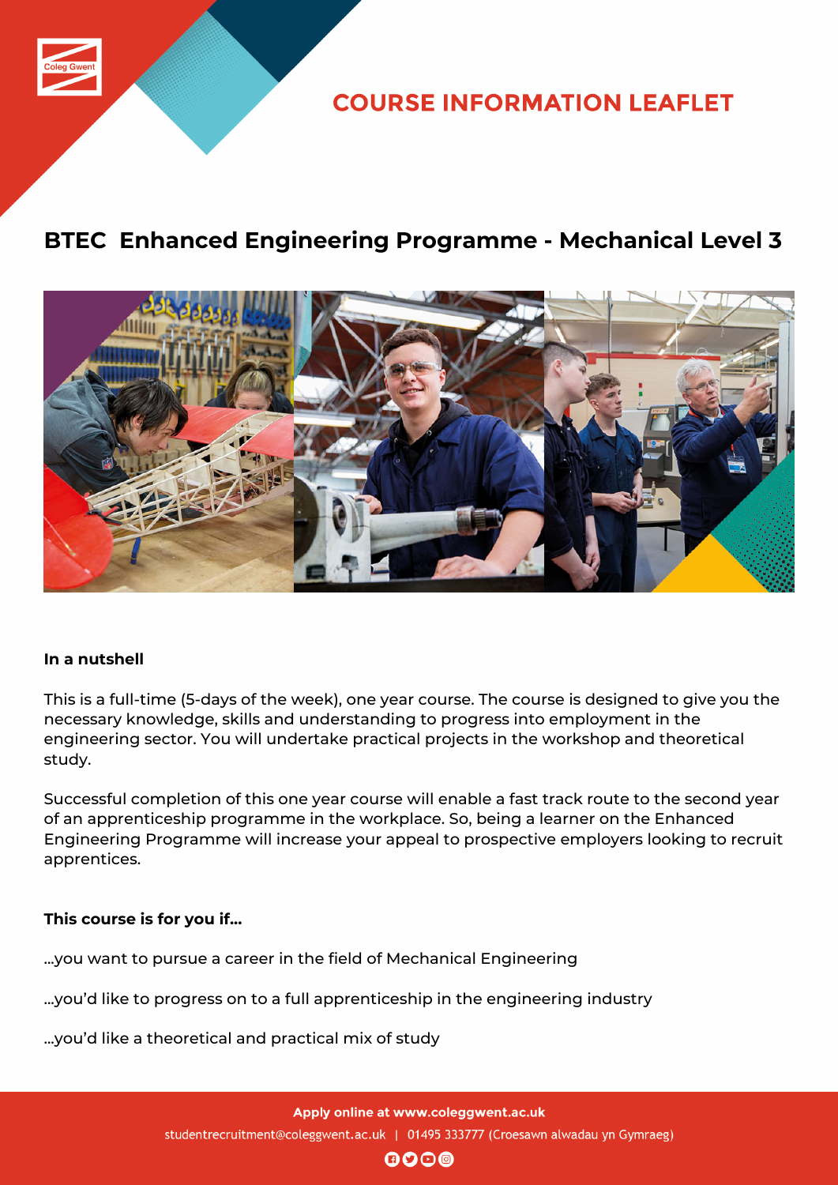# COURSE INFORMATION LEAFLET

## BTEC Enhanced Engineering Programme - Mechanical Level 3

**In a nutshell**

This is a full-time (5-days of the week), one year course. The course is designed to give you the necessary knowledge, skills and understanding to progress into employment in the engineering sector. You will undertake practical projects in the workshop and theoretical study.

Successful completion of this one year course will enable a fast track route to the second year of an apprenticeship programme in the workplace. So, being a learner on the Enhanced Engineering Programme will increase your appeal to prospective employers looking to recruit apprentices.

**This course is for you if...**

...you want to pursue a career in the field of Mechanical Engineering

...you'd like to progress on to a full apprenticeship in the engineering industry

...you'd like a theoretical and practical mix of study

**Apply online at www.coleggwent.ac.uk**

studentrecruitment@coleggwent.ac.uk | 01495 333777 (Croesawn alwadau yn Gymraeg)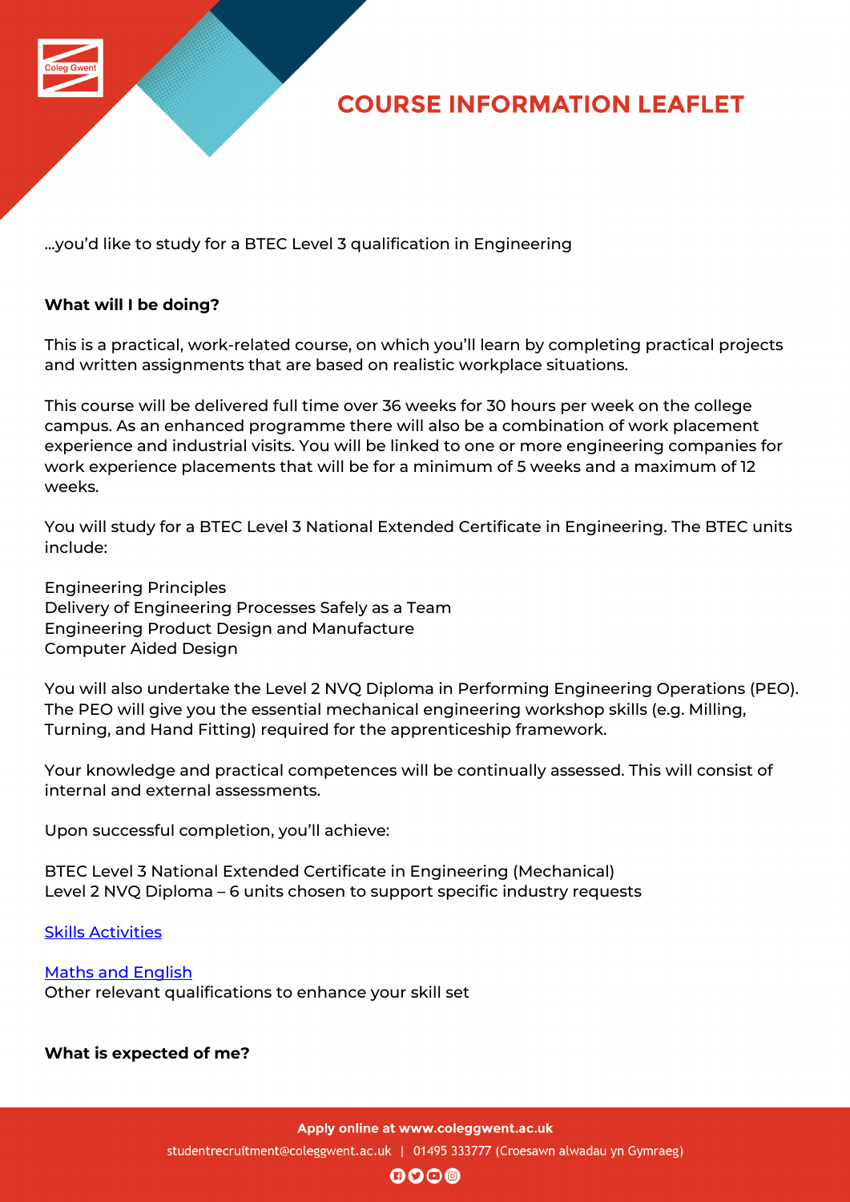# COURSE INFORMATION LEAFLET

...you'd like to study for a BTEC Level 3 qualification in Engineering

**What will I be doing?**

This is a practical, work-related course, on which you'll learn by completing practical projects and written assignments that are based on realistic workplace situations.

This course will be delivered full time over 36 weeks for 30 hours per week on the college campus. As an enhanced programme there will also be a combination of work placement experience and industrial visits. You will be linked to one or more engineering companies for work experience placements that will be for a minimum of 5 weeks and a maximum of 12 weeks.

You will study for a BTEC Level 3 National Extended Certificate in Engineering. The BTEC units include:

Engineering Principles
Delivery of Engineering Processes Safely as a Team
Engineering Product Design and Manufacture
Computer Aided Design

You will also undertake the Level 2 NVQ Diploma in Performing Engineering Operations (PEO). The PEO will give you the essential mechanical engineering workshop skills (e.g. Milling, Turning, and Hand Fitting) required for the apprenticeship framework.

Your knowledge and practical competences will be continually assessed. This will consist of internal and external assessments.

Upon successful completion, you'll achieve:

BTEC Level 3 National Extended Certificate in Engineering (Mechanical)
Level 2 NVQ Diploma – 6 units chosen to support specific industry requests

Skills Activities

Maths and English
Other relevant qualifications to enhance your skill set

**What is expected of me?**

Apply online at www.coleggwent.ac.uk
studentrecruitment@coleggwent.ac.uk | 01495 333777 (Croesawn alwadau yn Gymraeg)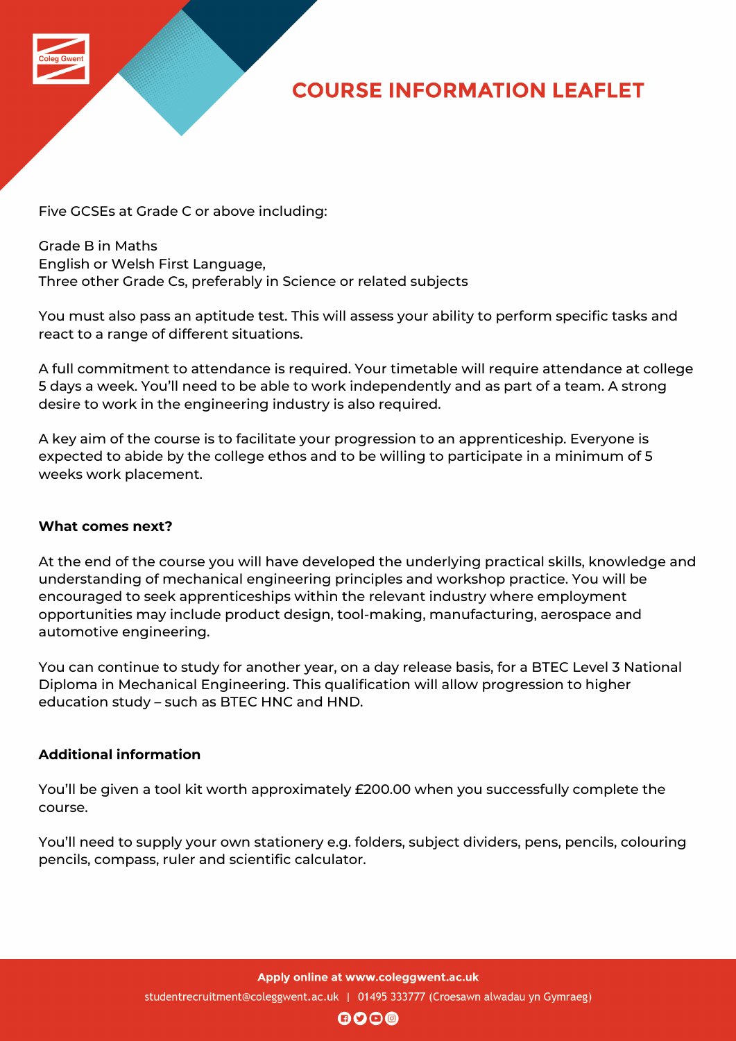# COURSE INFORMATION LEAFLET

Five GCSEs at Grade C or above including:

Grade B in Maths
English or Welsh First Language,
Three other Grade Cs, preferably in Science or related subjects

You must also pass an aptitude test. This will assess your ability to perform specific tasks and react to a range of different situations.

A full commitment to attendance is required. Your timetable will require attendance at college 5 days a week. You'll need to be able to work independently and as part of a team. A strong desire to work in the engineering industry is also required.

A key aim of the course is to facilitate your progression to an apprenticeship. Everyone is expected to abide by the college ethos and to be willing to participate in a minimum of 5 weeks work placement.

**What comes next?**

At the end of the course you will have developed the underlying practical skills, knowledge and understanding of mechanical engineering principles and workshop practice. You will be encouraged to seek apprenticeships within the relevant industry where employment opportunities may include product design, tool-making, manufacturing, aerospace and automotive engineering.

You can continue to study for another year, on a day release basis, for a BTEC Level 3 National Diploma in Mechanical Engineering. This qualification will allow progression to higher education study – such as BTEC HNC and HND.

**Additional information**

You'll be given a tool kit worth approximately £200.00 when you successfully complete the course.

You'll need to supply your own stationery e.g. folders, subject dividers, pens, pencils, colouring pencils, compass, ruler and scientific calculator.

**Apply online at www.coleggwent.ac.uk**

studentrecruitment@coleggwent.ac.uk | 01495 333777 (Croesawn alwadau yn Gymraeg)